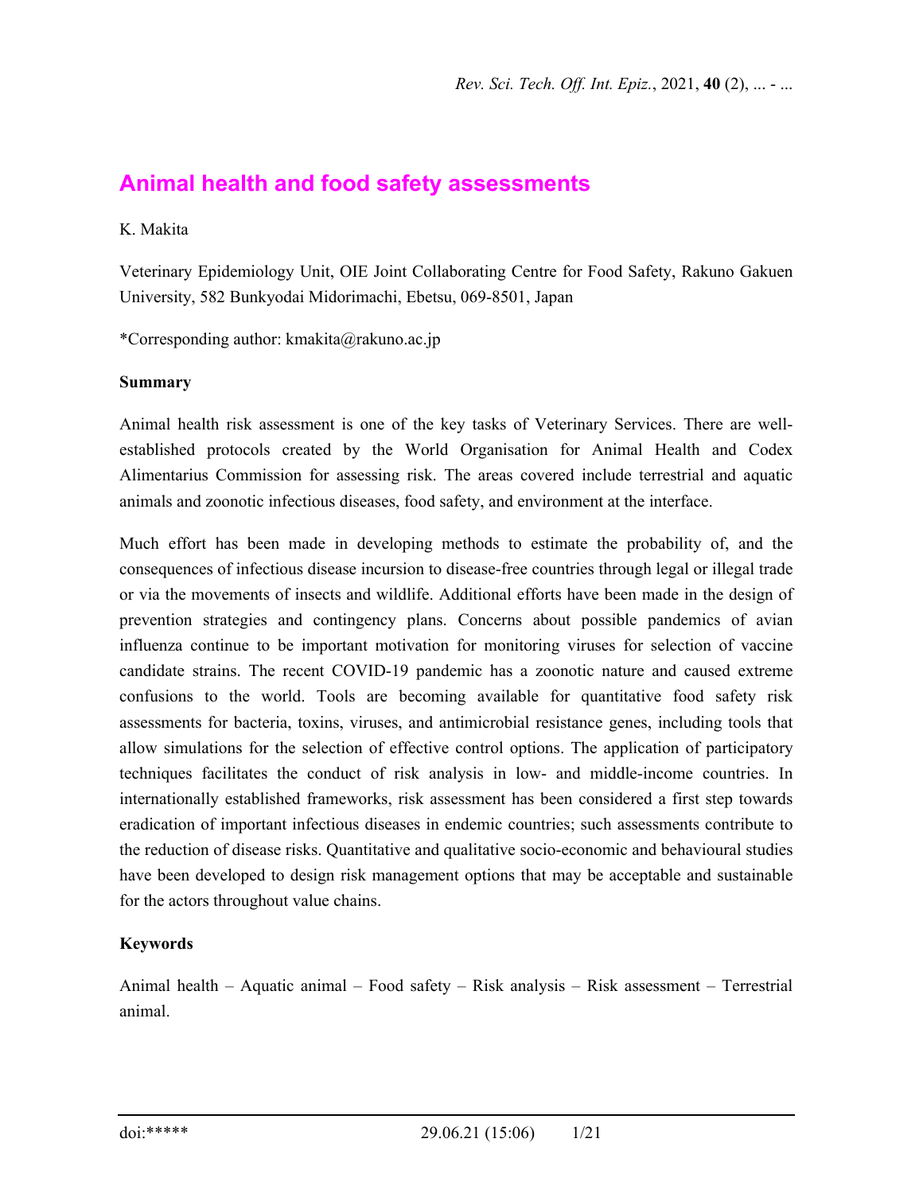# Animal health and food safety assessments

K. Makita

Veterinary Epidemiology Unit, OIE Joint Collaborating Centre for Food Safety, Rakuno Gakuen University, 582 Bunkyodai Midorimachi, Ebetsu, 069-8501, Japan

*Corresponding author: kmakita@rakuno.ac.jp

**Summary**

Animal health risk assessment is one of the key tasks of Veterinary Services. There are well-established protocols created by the World Organisation for Animal Health and Codex Alimentarius Commission for assessing risk. The areas covered include terrestrial and aquatic animals and zoonotic infectious diseases, food safety, and environment at the interface.

Much effort has been made in developing methods to estimate the probability of, and the consequences of infectious disease incursion to disease-free countries through legal or illegal trade or via the movements of insects and wildlife. Additional efforts have been made in the design of prevention strategies and contingency plans. Concerns about possible pandemics of avian influenza continue to be important motivation for monitoring viruses for selection of vaccine candidate strains. The recent COVID-19 pandemic has a zoonotic nature and caused extreme confusions to the world. Tools are becoming available for quantitative food safety risk assessments for bacteria, toxins, viruses, and antimicrobial resistance genes, including tools that allow simulations for the selection of effective control options. The application of participatory techniques facilitates the conduct of risk analysis in low- and middle-income countries. In internationally established frameworks, risk assessment has been considered a first step towards eradication of important infectious diseases in endemic countries; such assessments contribute to the reduction of disease risks. Quantitative and qualitative socio-economic and behavioural studies have been developed to design risk management options that may be acceptable and sustainable for the actors throughout value chains.

**Keywords**

Animal health – Aquatic animal – Food safety – Risk analysis – Risk assessment – Terrestrial animal.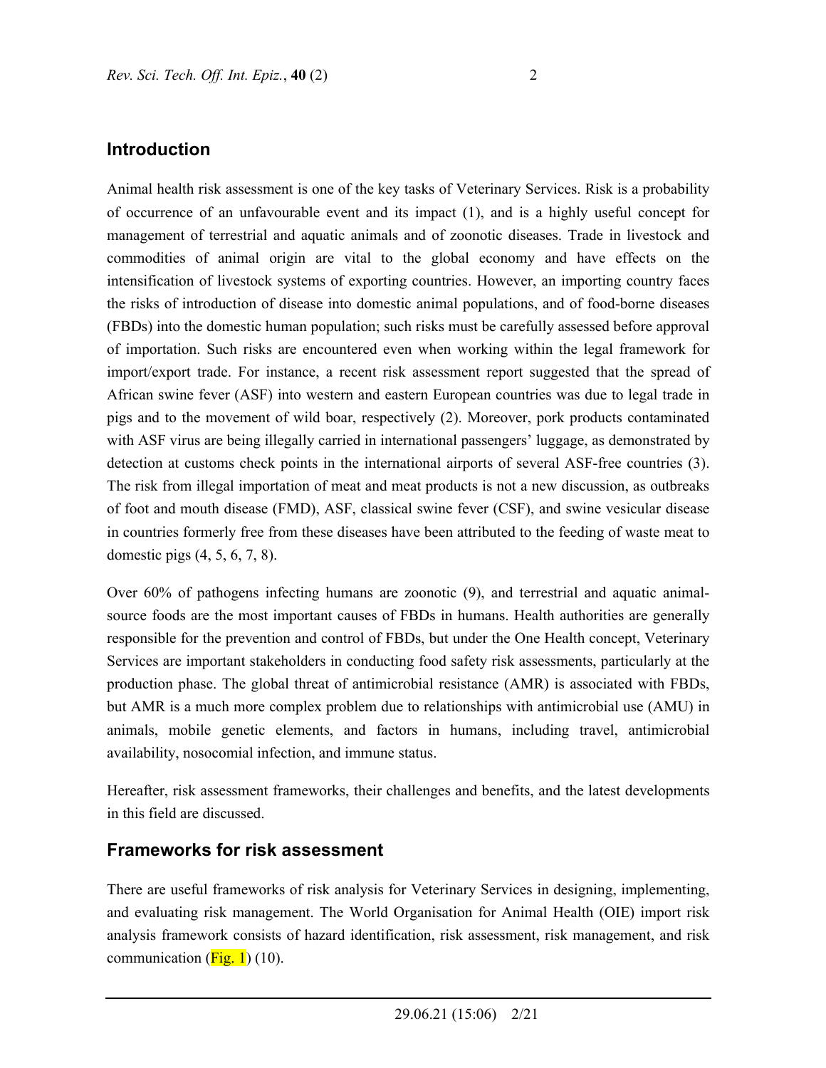## Introduction

Animal health risk assessment is one of the key tasks of Veterinary Services. Risk is a probability of occurrence of an unfavourable event and its impact (1), and is a highly useful concept for management of terrestrial and aquatic animals and of zoonotic diseases. Trade in livestock and commodities of animal origin are vital to the global economy and have effects on the intensification of livestock systems of exporting countries. However, an importing country faces the risks of introduction of disease into domestic animal populations, and of food-borne diseases (FBDs) into the domestic human population; such risks must be carefully assessed before approval of importation. Such risks are encountered even when working within the legal framework for import/export trade. For instance, a recent risk assessment report suggested that the spread of African swine fever (ASF) into western and eastern European countries was due to legal trade in pigs and to the movement of wild boar, respectively (2). Moreover, pork products contaminated with ASF virus are being illegally carried in international passengers' luggage, as demonstrated by detection at customs check points in the international airports of several ASF-free countries (3). The risk from illegal importation of meat and meat products is not a new discussion, as outbreaks of foot and mouth disease (FMD), ASF, classical swine fever (CSF), and swine vesicular disease in countries formerly free from these diseases have been attributed to the feeding of waste meat to domestic pigs (4, 5, 6, 7, 8).

Over 60% of pathogens infecting humans are zoonotic (9), and terrestrial and aquatic animal-source foods are the most important causes of FBDs in humans. Health authorities are generally responsible for the prevention and control of FBDs, but under the One Health concept, Veterinary Services are important stakeholders in conducting food safety risk assessments, particularly at the production phase. The global threat of antimicrobial resistance (AMR) is associated with FBDs, but AMR is a much more complex problem due to relationships with antimicrobial use (AMU) in animals, mobile genetic elements, and factors in humans, including travel, antimicrobial availability, nosocomial infection, and immune status.

Hereafter, risk assessment frameworks, their challenges and benefits, and the latest developments in this field are discussed.

## Frameworks for risk assessment

There are useful frameworks of risk analysis for Veterinary Services in designing, implementing, and evaluating risk management. The World Organisation for Animal Health (OIE) import risk analysis framework consists of hazard identification, risk assessment, risk management, and risk communication (Fig. 1) (10).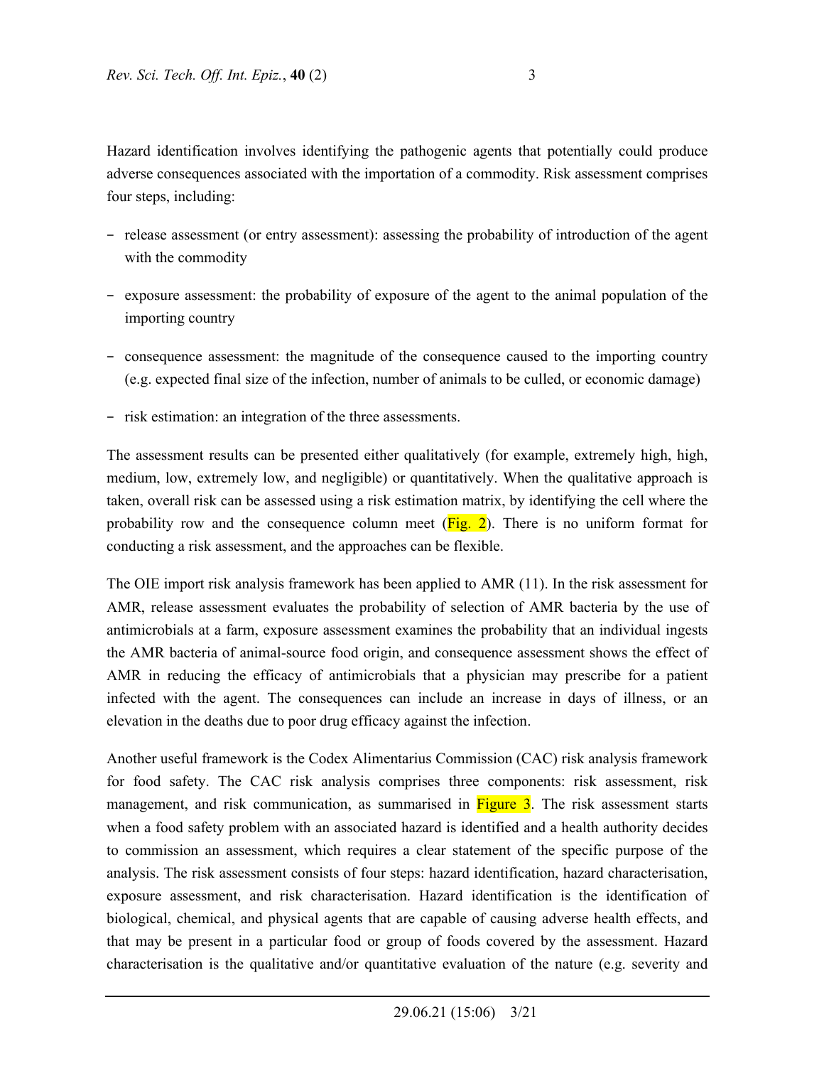Hazard identification involves identifying the pathogenic agents that potentially could produce adverse consequences associated with the importation of a commodity. Risk assessment comprises four steps, including:

- release assessment (or entry assessment): assessing the probability of introduction of the agent with the commodity
- exposure assessment: the probability of exposure of the agent to the animal population of the importing country
- consequence assessment: the magnitude of the consequence caused to the importing country (e.g. expected final size of the infection, number of animals to be culled, or economic damage)
- risk estimation: an integration of the three assessments.

The assessment results can be presented either qualitatively (for example, extremely high, high, medium, low, extremely low, and negligible) or quantitatively. When the qualitative approach is taken, overall risk can be assessed using a risk estimation matrix, by identifying the cell where the probability row and the consequence column meet (Fig. 2). There is no uniform format for conducting a risk assessment, and the approaches can be flexible.

The OIE import risk analysis framework has been applied to AMR (11). In the risk assessment for AMR, release assessment evaluates the probability of selection of AMR bacteria by the use of antimicrobials at a farm, exposure assessment examines the probability that an individual ingests the AMR bacteria of animal-source food origin, and consequence assessment shows the effect of AMR in reducing the efficacy of antimicrobials that a physician may prescribe for a patient infected with the agent. The consequences can include an increase in days of illness, or an elevation in the deaths due to poor drug efficacy against the infection.

Another useful framework is the Codex Alimentarius Commission (CAC) risk analysis framework for food safety. The CAC risk analysis comprises three components: risk assessment, risk management, and risk communication, as summarised in Figure 3. The risk assessment starts when a food safety problem with an associated hazard is identified and a health authority decides to commission an assessment, which requires a clear statement of the specific purpose of the analysis. The risk assessment consists of four steps: hazard identification, hazard characterisation, exposure assessment, and risk characterisation. Hazard identification is the identification of biological, chemical, and physical agents that are capable of causing adverse health effects, and that may be present in a particular food or group of foods covered by the assessment. Hazard characterisation is the qualitative and/or quantitative evaluation of the nature (e.g. severity and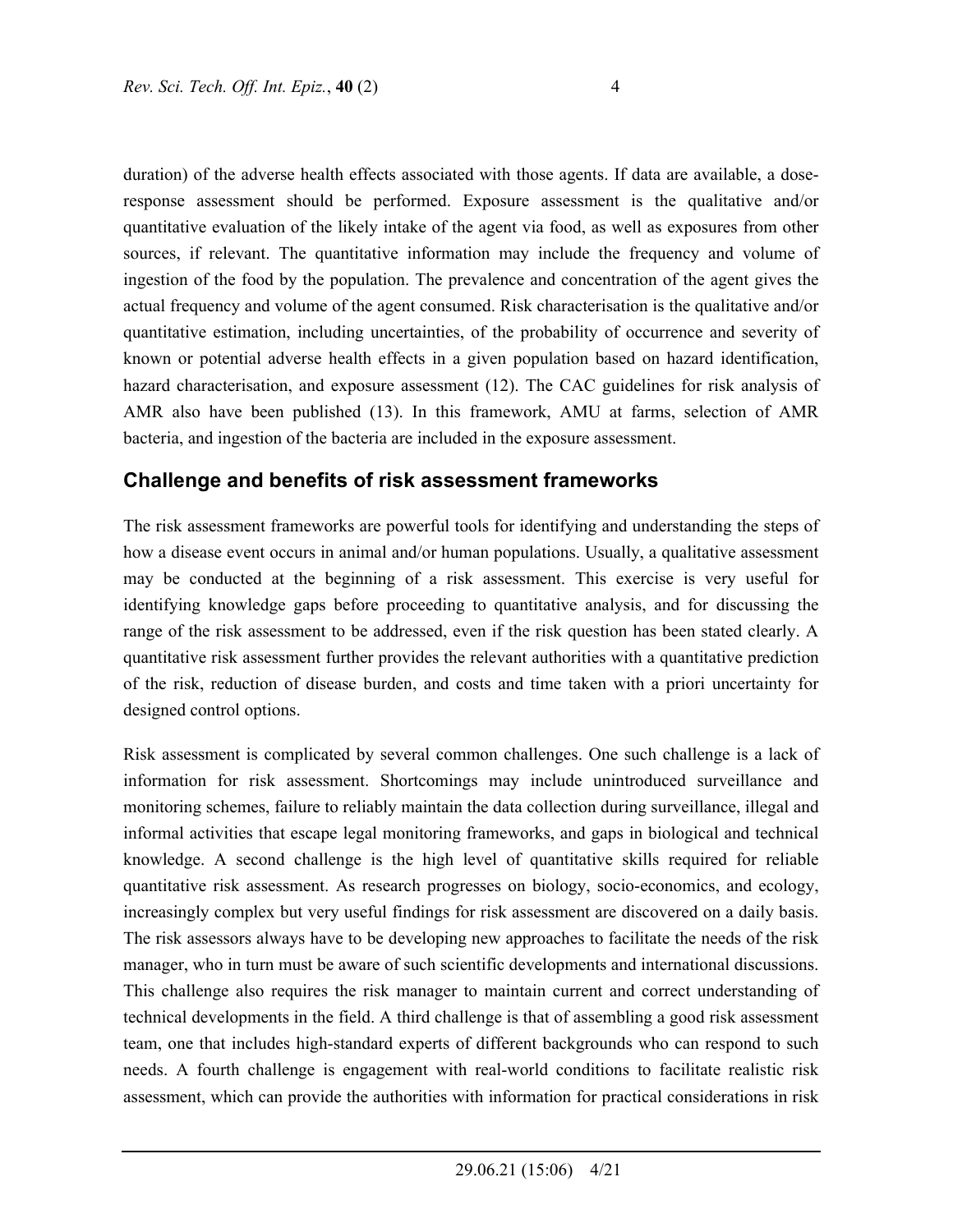duration) of the adverse health effects associated with those agents. If data are available, a dose-response assessment should be performed. Exposure assessment is the qualitative and/or quantitative evaluation of the likely intake of the agent via food, as well as exposures from other sources, if relevant. The quantitative information may include the frequency and volume of ingestion of the food by the population. The prevalence and concentration of the agent gives the actual frequency and volume of the agent consumed. Risk characterisation is the qualitative and/or quantitative estimation, including uncertainties, of the probability of occurrence and severity of known or potential adverse health effects in a given population based on hazard identification, hazard characterisation, and exposure assessment (12). The CAC guidelines for risk analysis of AMR also have been published (13). In this framework, AMU at farms, selection of AMR bacteria, and ingestion of the bacteria are included in the exposure assessment.

## Challenge and benefits of risk assessment frameworks

The risk assessment frameworks are powerful tools for identifying and understanding the steps of how a disease event occurs in animal and/or human populations. Usually, a qualitative assessment may be conducted at the beginning of a risk assessment. This exercise is very useful for identifying knowledge gaps before proceeding to quantitative analysis, and for discussing the range of the risk assessment to be addressed, even if the risk question has been stated clearly. A quantitative risk assessment further provides the relevant authorities with a quantitative prediction of the risk, reduction of disease burden, and costs and time taken with a priori uncertainty for designed control options.

Risk assessment is complicated by several common challenges. One such challenge is a lack of information for risk assessment. Shortcomings may include unintroduced surveillance and monitoring schemes, failure to reliably maintain the data collection during surveillance, illegal and informal activities that escape legal monitoring frameworks, and gaps in biological and technical knowledge. A second challenge is the high level of quantitative skills required for reliable quantitative risk assessment. As research progresses on biology, socio-economics, and ecology, increasingly complex but very useful findings for risk assessment are discovered on a daily basis. The risk assessors always have to be developing new approaches to facilitate the needs of the risk manager, who in turn must be aware of such scientific developments and international discussions. This challenge also requires the risk manager to maintain current and correct understanding of technical developments in the field. A third challenge is that of assembling a good risk assessment team, one that includes high-standard experts of different backgrounds who can respond to such needs. A fourth challenge is engagement with real-world conditions to facilitate realistic risk assessment, which can provide the authorities with information for practical considerations in risk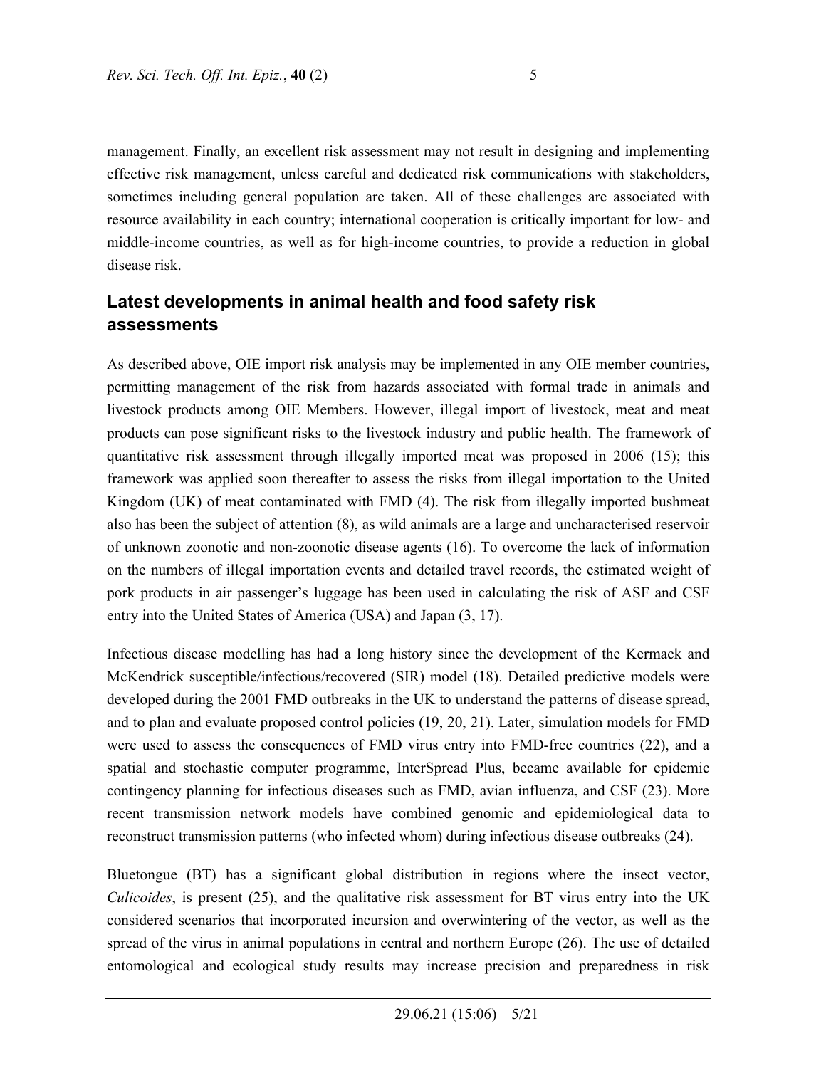management. Finally, an excellent risk assessment may not result in designing and implementing effective risk management, unless careful and dedicated risk communications with stakeholders, sometimes including general population are taken. All of these challenges are associated with resource availability in each country; international cooperation is critically important for low- and middle-income countries, as well as for high-income countries, to provide a reduction in global disease risk.

## Latest developments in animal health and food safety risk assessments

As described above, OIE import risk analysis may be implemented in any OIE member countries, permitting management of the risk from hazards associated with formal trade in animals and livestock products among OIE Members. However, illegal import of livestock, meat and meat products can pose significant risks to the livestock industry and public health. The framework of quantitative risk assessment through illegally imported meat was proposed in 2006 (15); this framework was applied soon thereafter to assess the risks from illegal importation to the United Kingdom (UK) of meat contaminated with FMD (4). The risk from illegally imported bushmeat also has been the subject of attention (8), as wild animals are a large and uncharacterised reservoir of unknown zoonotic and non-zoonotic disease agents (16). To overcome the lack of information on the numbers of illegal importation events and detailed travel records, the estimated weight of pork products in air passenger's luggage has been used in calculating the risk of ASF and CSF entry into the United States of America (USA) and Japan (3, 17).

Infectious disease modelling has had a long history since the development of the Kermack and McKendrick susceptible/infectious/recovered (SIR) model (18). Detailed predictive models were developed during the 2001 FMD outbreaks in the UK to understand the patterns of disease spread, and to plan and evaluate proposed control policies (19, 20, 21). Later, simulation models for FMD were used to assess the consequences of FMD virus entry into FMD-free countries (22), and a spatial and stochastic computer programme, InterSpread Plus, became available for epidemic contingency planning for infectious diseases such as FMD, avian influenza, and CSF (23). More recent transmission network models have combined genomic and epidemiological data to reconstruct transmission patterns (who infected whom) during infectious disease outbreaks (24).

Bluetongue (BT) has a significant global distribution in regions where the insect vector, *Culicoides*, is present (25), and the qualitative risk assessment for BT virus entry into the UK considered scenarios that incorporated incursion and overwintering of the vector, as well as the spread of the virus in animal populations in central and northern Europe (26). The use of detailed entomological and ecological study results may increase precision and preparedness in risk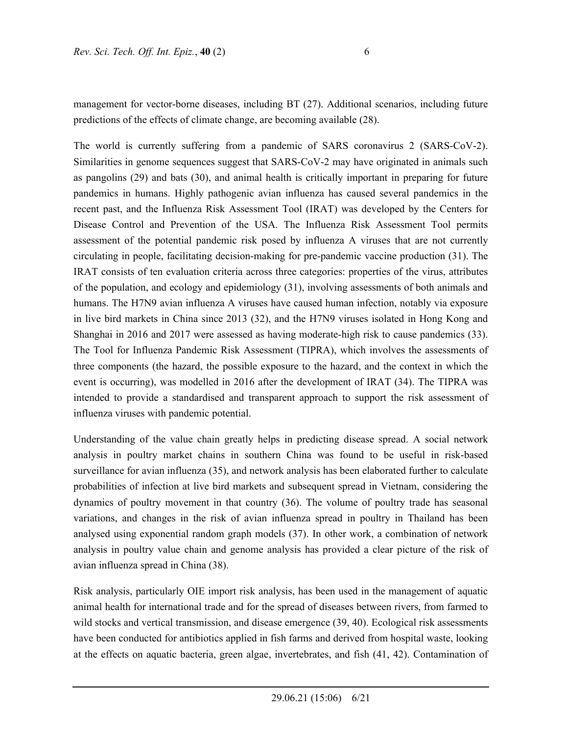management for vector-borne diseases, including BT (27). Additional scenarios, including future predictions of the effects of climate change, are becoming available (28).

The world is currently suffering from a pandemic of SARS coronavirus 2 (SARS-CoV-2). Similarities in genome sequences suggest that SARS-CoV-2 may have originated in animals such as pangolins (29) and bats (30), and animal health is critically important in preparing for future pandemics in humans. Highly pathogenic avian influenza has caused several pandemics in the recent past, and the Influenza Risk Assessment Tool (IRAT) was developed by the Centers for Disease Control and Prevention of the USA. The Influenza Risk Assessment Tool permits assessment of the potential pandemic risk posed by influenza A viruses that are not currently circulating in people, facilitating decision-making for pre-pandemic vaccine production (31). The IRAT consists of ten evaluation criteria across three categories: properties of the virus, attributes of the population, and ecology and epidemiology (31), involving assessments of both animals and humans. The H7N9 avian influenza A viruses have caused human infection, notably via exposure in live bird markets in China since 2013 (32), and the H7N9 viruses isolated in Hong Kong and Shanghai in 2016 and 2017 were assessed as having moderate-high risk to cause pandemics (33). The Tool for Influenza Pandemic Risk Assessment (TIPRA), which involves the assessments of three components (the hazard, the possible exposure to the hazard, and the context in which the event is occurring), was modelled in 2016 after the development of IRAT (34). The TIPRA was intended to provide a standardised and transparent approach to support the risk assessment of influenza viruses with pandemic potential.

Understanding of the value chain greatly helps in predicting disease spread. A social network analysis in poultry market chains in southern China was found to be useful in risk-based surveillance for avian influenza (35), and network analysis has been elaborated further to calculate probabilities of infection at live bird markets and subsequent spread in Vietnam, considering the dynamics of poultry movement in that country (36). The volume of poultry trade has seasonal variations, and changes in the risk of avian influenza spread in poultry in Thailand has been analysed using exponential random graph models (37). In other work, a combination of network analysis in poultry value chain and genome analysis has provided a clear picture of the risk of avian influenza spread in China (38).

Risk analysis, particularly OIE import risk analysis, has been used in the management of aquatic animal health for international trade and for the spread of diseases between rivers, from farmed to wild stocks and vertical transmission, and disease emergence (39, 40). Ecological risk assessments have been conducted for antibiotics applied in fish farms and derived from hospital waste, looking at the effects on aquatic bacteria, green algae, invertebrates, and fish (41, 42). Contamination of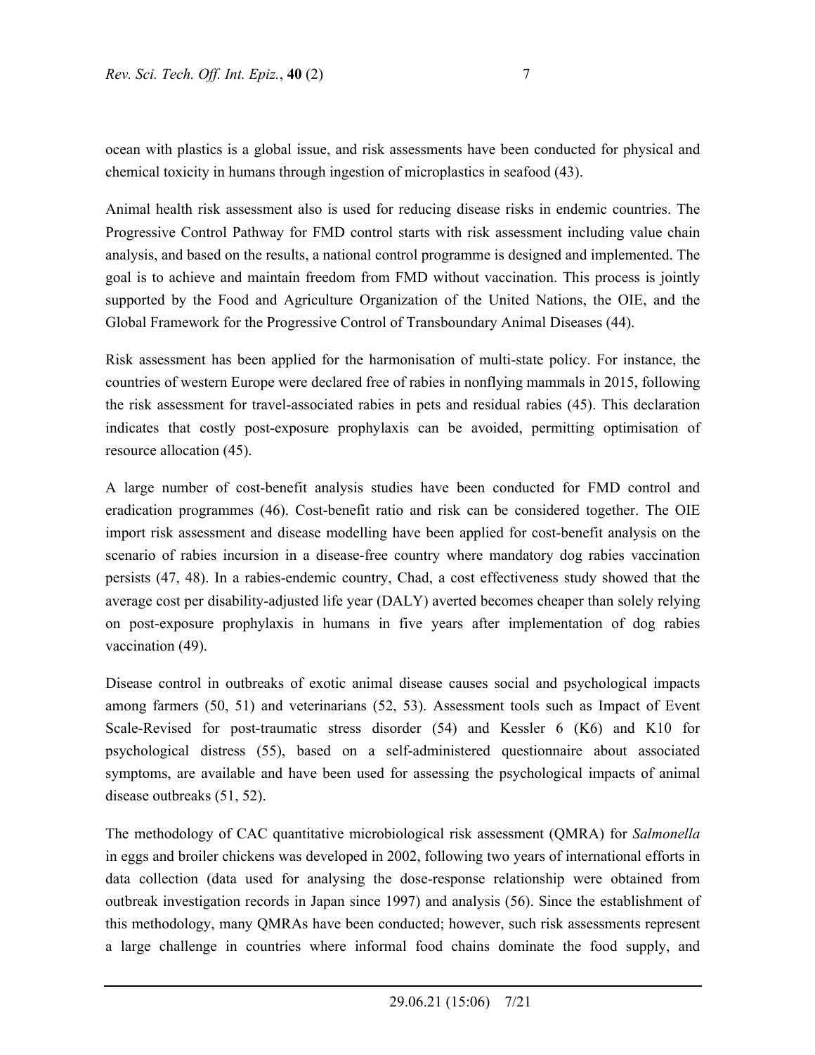ocean with plastics is a global issue, and risk assessments have been conducted for physical and chemical toxicity in humans through ingestion of microplastics in seafood (43).

Animal health risk assessment also is used for reducing disease risks in endemic countries. The Progressive Control Pathway for FMD control starts with risk assessment including value chain analysis, and based on the results, a national control programme is designed and implemented. The goal is to achieve and maintain freedom from FMD without vaccination. This process is jointly supported by the Food and Agriculture Organization of the United Nations, the OIE, and the Global Framework for the Progressive Control of Transboundary Animal Diseases (44).

Risk assessment has been applied for the harmonisation of multi-state policy. For instance, the countries of western Europe were declared free of rabies in nonflying mammals in 2015, following the risk assessment for travel-associated rabies in pets and residual rabies (45). This declaration indicates that costly post-exposure prophylaxis can be avoided, permitting optimisation of resource allocation (45).

A large number of cost-benefit analysis studies have been conducted for FMD control and eradication programmes (46). Cost-benefit ratio and risk can be considered together. The OIE import risk assessment and disease modelling have been applied for cost-benefit analysis on the scenario of rabies incursion in a disease-free country where mandatory dog rabies vaccination persists (47, 48). In a rabies-endemic country, Chad, a cost effectiveness study showed that the average cost per disability-adjusted life year (DALY) averted becomes cheaper than solely relying on post-exposure prophylaxis in humans in five years after implementation of dog rabies vaccination (49).

Disease control in outbreaks of exotic animal disease causes social and psychological impacts among farmers (50, 51) and veterinarians (52, 53). Assessment tools such as Impact of Event Scale-Revised for post-traumatic stress disorder (54) and Kessler 6 (K6) and K10 for psychological distress (55), based on a self-administered questionnaire about associated symptoms, are available and have been used for assessing the psychological impacts of animal disease outbreaks (51, 52).

The methodology of CAC quantitative microbiological risk assessment (QMRA) for *Salmonella* in eggs and broiler chickens was developed in 2002, following two years of international efforts in data collection (data used for analysing the dose-response relationship were obtained from outbreak investigation records in Japan since 1997) and analysis (56). Since the establishment of this methodology, many QMRAs have been conducted; however, such risk assessments represent a large challenge in countries where informal food chains dominate the food supply, and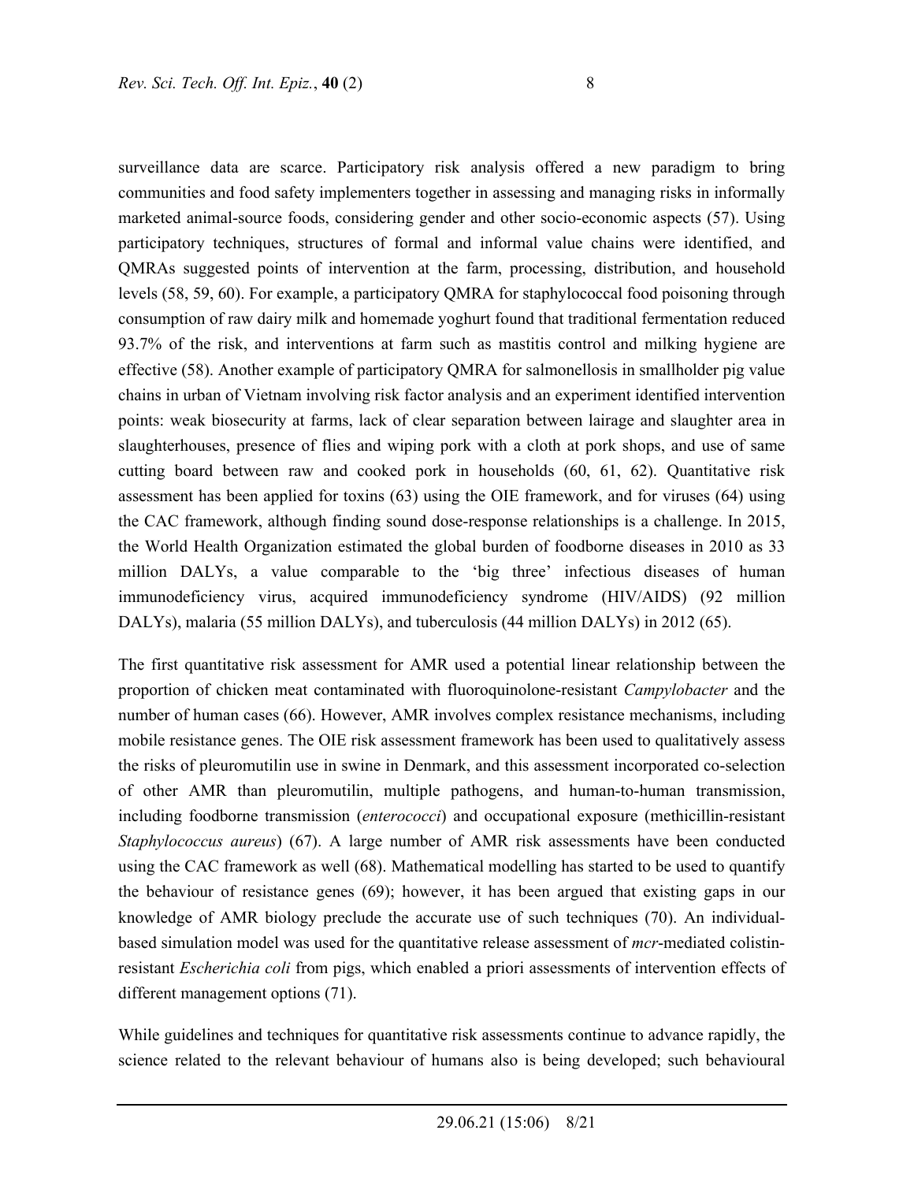surveillance data are scarce. Participatory risk analysis offered a new paradigm to bring communities and food safety implementers together in assessing and managing risks in informally marketed animal-source foods, considering gender and other socio-economic aspects (57). Using participatory techniques, structures of formal and informal value chains were identified, and QMRAs suggested points of intervention at the farm, processing, distribution, and household levels (58, 59, 60). For example, a participatory QMRA for staphylococcal food poisoning through consumption of raw dairy milk and homemade yoghurt found that traditional fermentation reduced 93.7% of the risk, and interventions at farm such as mastitis control and milking hygiene are effective (58). Another example of participatory QMRA for salmonellosis in smallholder pig value chains in urban of Vietnam involving risk factor analysis and an experiment identified intervention points: weak biosecurity at farms, lack of clear separation between lairage and slaughter area in slaughterhouses, presence of flies and wiping pork with a cloth at pork shops, and use of same cutting board between raw and cooked pork in households (60, 61, 62). Quantitative risk assessment has been applied for toxins (63) using the OIE framework, and for viruses (64) using the CAC framework, although finding sound dose-response relationships is a challenge. In 2015, the World Health Organization estimated the global burden of foodborne diseases in 2010 as 33 million DALYs, a value comparable to the 'big three' infectious diseases of human immunodeficiency virus, acquired immunodeficiency syndrome (HIV/AIDS) (92 million DALYs), malaria (55 million DALYs), and tuberculosis (44 million DALYs) in 2012 (65).

The first quantitative risk assessment for AMR used a potential linear relationship between the proportion of chicken meat contaminated with fluoroquinolone-resistant *Campylobacter* and the number of human cases (66). However, AMR involves complex resistance mechanisms, including mobile resistance genes. The OIE risk assessment framework has been used to qualitatively assess the risks of pleuromutilin use in swine in Denmark, and this assessment incorporated co-selection of other AMR than pleuromutilin, multiple pathogens, and human-to-human transmission, including foodborne transmission (*enterococci*) and occupational exposure (methicillin-resistant *Staphylococcus aureus*) (67). A large number of AMR risk assessments have been conducted using the CAC framework as well (68). Mathematical modelling has started to be used to quantify the behaviour of resistance genes (69); however, it has been argued that existing gaps in our knowledge of AMR biology preclude the accurate use of such techniques (70). An individual-based simulation model was used for the quantitative release assessment of *mcr*-mediated colistin-resistant *Escherichia coli* from pigs, which enabled a priori assessments of intervention effects of different management options (71).

While guidelines and techniques for quantitative risk assessments continue to advance rapidly, the science related to the relevant behaviour of humans also is being developed; such behavioural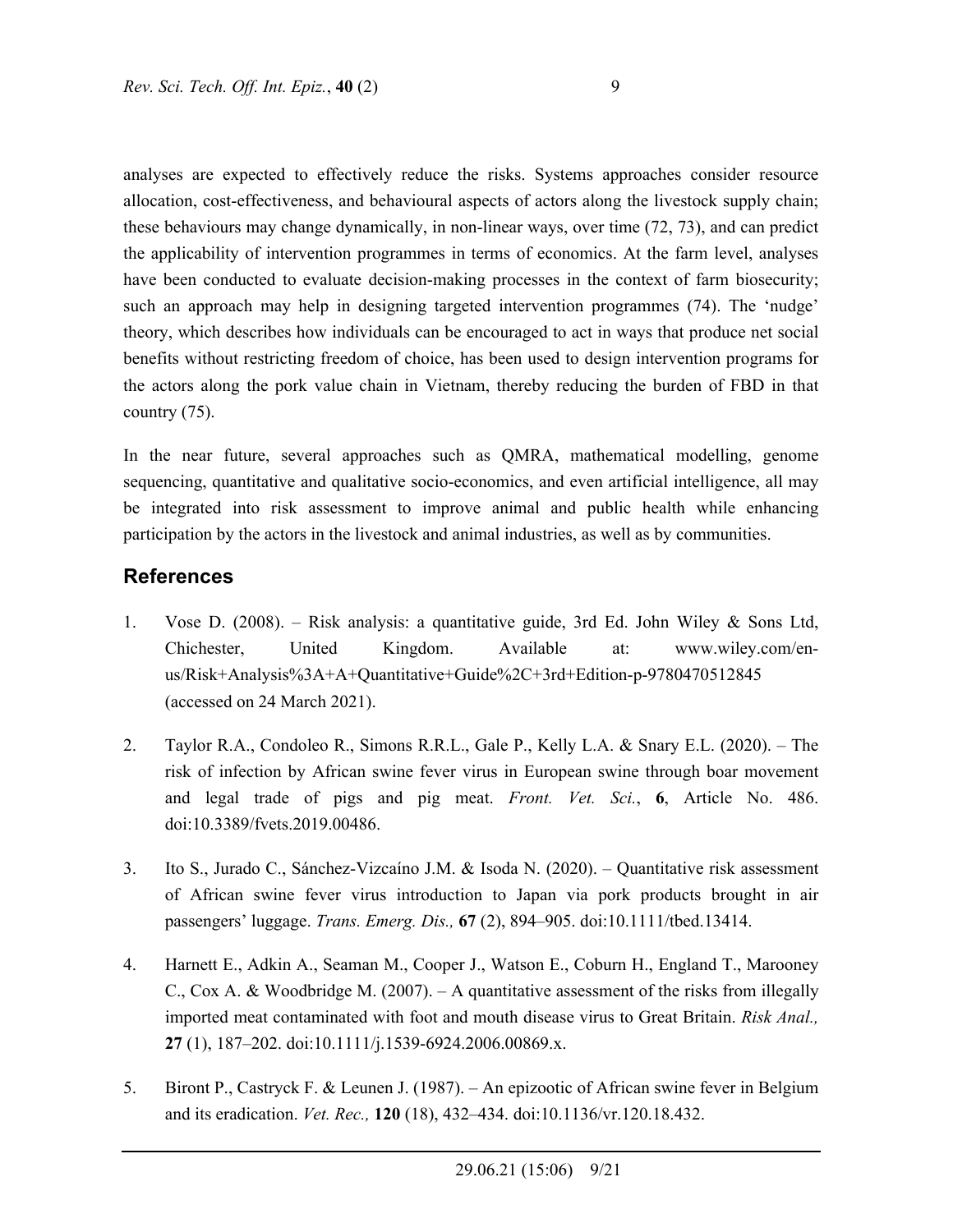analyses are expected to effectively reduce the risks. Systems approaches consider resource allocation, cost-effectiveness, and behavioural aspects of actors along the livestock supply chain; these behaviours may change dynamically, in non-linear ways, over time (72, 73), and can predict the applicability of intervention programmes in terms of economics. At the farm level, analyses have been conducted to evaluate decision-making processes in the context of farm biosecurity; such an approach may help in designing targeted intervention programmes (74). The 'nudge' theory, which describes how individuals can be encouraged to act in ways that produce net social benefits without restricting freedom of choice, has been used to design intervention programs for the actors along the pork value chain in Vietnam, thereby reducing the burden of FBD in that country (75).

In the near future, several approaches such as QMRA, mathematical modelling, genome sequencing, quantitative and qualitative socio-economics, and even artificial intelligence, all may be integrated into risk assessment to improve animal and public health while enhancing participation by the actors in the livestock and animal industries, as well as by communities.

## References

1. Vose D. (2008). – Risk analysis: a quantitative guide, 3rd Ed. John Wiley & Sons Ltd, Chichester, United Kingdom. Available at: www.wiley.com/en-us/Risk+Analysis%3A+A+Quantitative+Guide%2C+3rd+Edition-p-9780470512845 (accessed on 24 March 2021).

2. Taylor R.A., Condoleo R., Simons R.R.L., Gale P., Kelly L.A. & Snary E.L. (2020). – The risk of infection by African swine fever virus in European swine through boar movement and legal trade of pigs and pig meat. *Front. Vet. Sci.*, **6**, Article No. 486. doi:10.3389/fvets.2019.00486.

3. Ito S., Jurado C., Sánchez-Vizcaíno J.M. & Isoda N. (2020). – Quantitative risk assessment of African swine fever virus introduction to Japan via pork products brought in air passengers' luggage. *Trans. Emerg. Dis.,* **67** (2), 894–905. doi:10.1111/tbed.13414.

4. Harnett E., Adkin A., Seaman M., Cooper J., Watson E., Coburn H., England T., Marooney C., Cox A. & Woodbridge M. (2007). – A quantitative assessment of the risks from illegally imported meat contaminated with foot and mouth disease virus to Great Britain. *Risk Anal.,* **27** (1), 187–202. doi:10.1111/j.1539-6924.2006.00869.x.

5. Biront P., Castryck F. & Leunen J. (1987). – An epizootic of African swine fever in Belgium and its eradication. *Vet. Rec.,* **120** (18), 432–434. doi:10.1136/vr.120.18.432.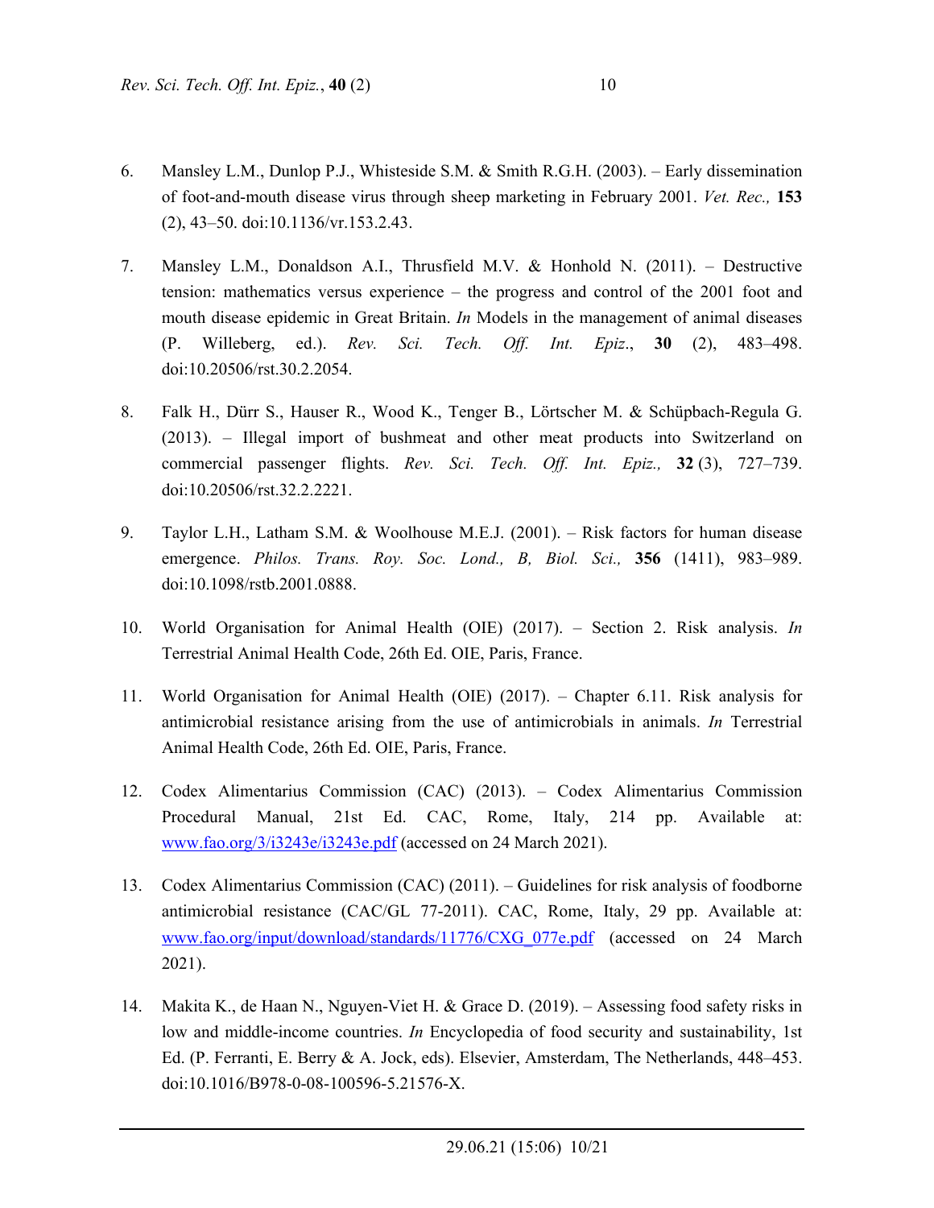6. Mansley L.M., Dunlop P.J., Whisteside S.M. & Smith R.G.H. (2003). – Early dissemination of foot-and-mouth disease virus through sheep marketing in February 2001. *Vet. Rec.,* **153** (2), 43–50. doi:10.1136/vr.153.2.43.

7. Mansley L.M., Donaldson A.I., Thrusfield M.V. & Honhold N. (2011). – Destructive tension: mathematics versus experience – the progress and control of the 2001 foot and mouth disease epidemic in Great Britain. *In* Models in the management of animal diseases (P. Willeberg, ed.). *Rev. Sci. Tech. Off. Int. Epiz*., **30** (2), 483–498. doi:10.20506/rst.30.2.2054.

8. Falk H., Dürr S., Hauser R., Wood K., Tenger B., Lörtscher M. & Schüpbach-Regula G. (2013). – Illegal import of bushmeat and other meat products into Switzerland on commercial passenger flights. *Rev. Sci. Tech. Off. Int. Epiz.,* **32** (3), 727–739. doi:10.20506/rst.32.2.2221.

9. Taylor L.H., Latham S.M. & Woolhouse M.E.J. (2001). – Risk factors for human disease emergence. *Philos. Trans. Roy. Soc. Lond., B, Biol. Sci.,* **356** (1411), 983–989. doi:10.1098/rstb.2001.0888.

10. World Organisation for Animal Health (OIE) (2017). – Section 2. Risk analysis. *In* Terrestrial Animal Health Code, 26th Ed. OIE, Paris, France.

11. World Organisation for Animal Health (OIE) (2017). – Chapter 6.11. Risk analysis for antimicrobial resistance arising from the use of antimicrobials in animals. *In* Terrestrial Animal Health Code, 26th Ed. OIE, Paris, France.

12. Codex Alimentarius Commission (CAC) (2013). – Codex Alimentarius Commission Procedural Manual, 21st Ed. CAC, Rome, Italy, 214 pp. Available at: [www.fao.org/3/i3243e/i3243e.pdf](www.fao.org/3/i3243e/i3243e.pdf) (accessed on 24 March 2021).

13. Codex Alimentarius Commission (CAC) (2011). – Guidelines for risk analysis of foodborne antimicrobial resistance (CAC/GL 77-2011). CAC, Rome, Italy, 29 pp. Available at: [www.fao.org/input/download/standards/11776/CXG_077e.pdf](www.fao.org/input/download/standards/11776/CXG_077e.pdf) (accessed on 24 March 2021).

14. Makita K., de Haan N., Nguyen-Viet H. & Grace D. (2019). – Assessing food safety risks in low and middle-income countries. *In* Encyclopedia of food security and sustainability, 1st Ed. (P. Ferranti, E. Berry & A. Jock, eds). Elsevier, Amsterdam, The Netherlands, 448–453. doi:10.1016/B978-0-08-100596-5.21576-X.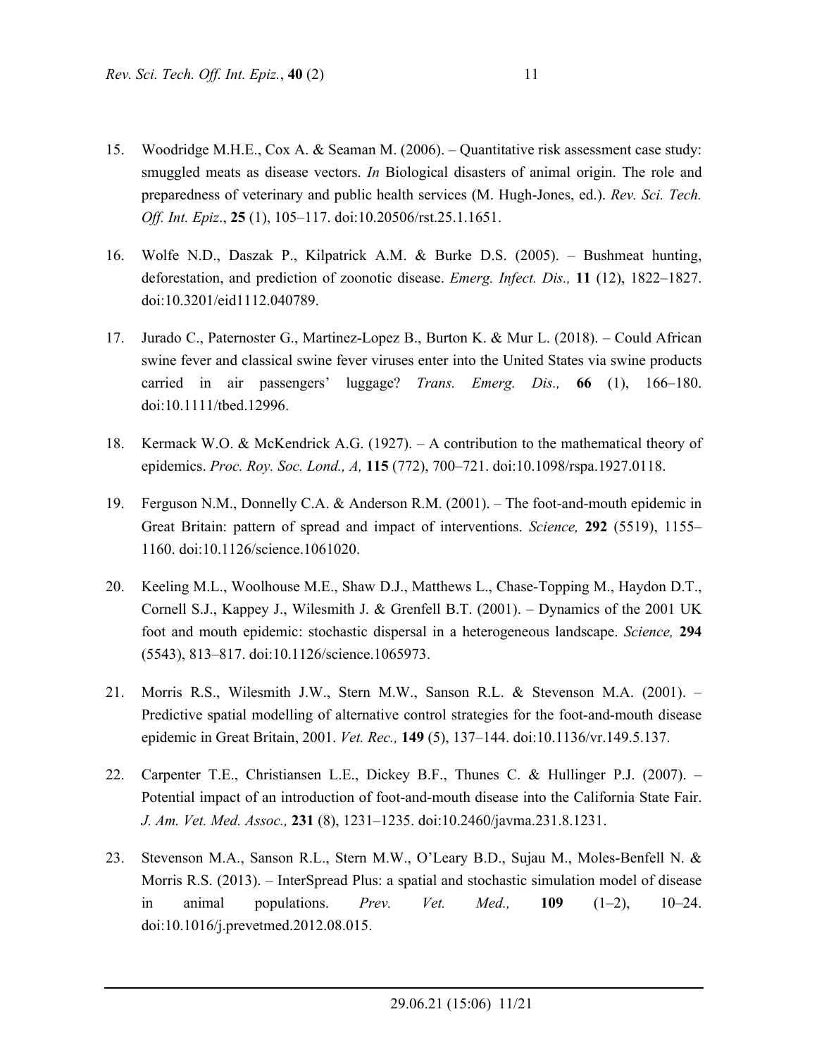15. Woodridge M.H.E., Cox A. & Seaman M. (2006). – Quantitative risk assessment case study: smuggled meats as disease vectors. *In* Biological disasters of animal origin. The role and preparedness of veterinary and public health services (M. Hugh-Jones, ed.). *Rev. Sci. Tech. Off. Int. Epiz*., **25** (1), 105–117. doi:10.20506/rst.25.1.1651.

16. Wolfe N.D., Daszak P., Kilpatrick A.M. & Burke D.S. (2005). – Bushmeat hunting, deforestation, and prediction of zoonotic disease. *Emerg. Infect. Dis.,* **11** (12), 1822–1827. doi:10.3201/eid1112.040789.

17. Jurado C., Paternoster G., Martinez-Lopez B., Burton K. & Mur L. (2018). – Could African swine fever and classical swine fever viruses enter into the United States via swine products carried in air passengers' luggage? *Trans. Emerg. Dis.,* **66** (1), 166–180. doi:10.1111/tbed.12996.

18. Kermack W.O. & McKendrick A.G. (1927). – A contribution to the mathematical theory of epidemics. *Proc. Roy. Soc. Lond., A,* **115** (772), 700–721. doi:10.1098/rspa.1927.0118.

19. Ferguson N.M., Donnelly C.A. & Anderson R.M. (2001). – The foot-and-mouth epidemic in Great Britain: pattern of spread and impact of interventions. *Science,* **292** (5519), 1155–1160. doi:10.1126/science.1061020.

20. Keeling M.L., Woolhouse M.E., Shaw D.J., Matthews L., Chase-Topping M., Haydon D.T., Cornell S.J., Kappey J., Wilesmith J. & Grenfell B.T. (2001). – Dynamics of the 2001 UK foot and mouth epidemic: stochastic dispersal in a heterogeneous landscape. *Science,* **294** (5543), 813–817. doi:10.1126/science.1065973.

21. Morris R.S., Wilesmith J.W., Stern M.W., Sanson R.L. & Stevenson M.A. (2001). – Predictive spatial modelling of alternative control strategies for the foot-and-mouth disease epidemic in Great Britain, 2001. *Vet. Rec.,* **149** (5), 137–144. doi:10.1136/vr.149.5.137.

22. Carpenter T.E., Christiansen L.E., Dickey B.F., Thunes C. & Hullinger P.J. (2007). – Potential impact of an introduction of foot-and-mouth disease into the California State Fair. *J. Am. Vet. Med. Assoc.,* **231** (8), 1231–1235. doi:10.2460/javma.231.8.1231.

23. Stevenson M.A., Sanson R.L., Stern M.W., O'Leary B.D., Sujau M., Moles-Benfell N. & Morris R.S. (2013). – InterSpread Plus: a spatial and stochastic simulation model of disease in animal populations. *Prev. Vet. Med.,* **109** (1–2), 10–24. doi:10.1016/j.prevetmed.2012.08.015.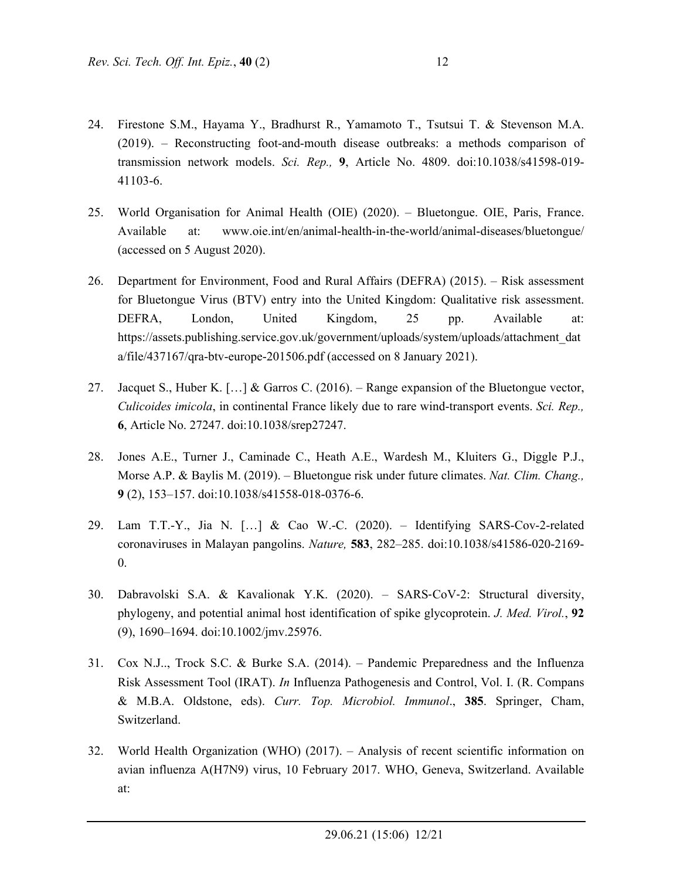24. Firestone S.M., Hayama Y., Bradhurst R., Yamamoto T., Tsutsui T. & Stevenson M.A. (2019). – Reconstructing foot-and-mouth disease outbreaks: a methods comparison of transmission network models. *Sci. Rep.,* **9**, Article No. 4809. doi:10.1038/s41598-019-41103-6.

25. World Organisation for Animal Health (OIE) (2020). – Bluetongue. OIE, Paris, France. Available at: www.oie.int/en/animal-health-in-the-world/animal-diseases/bluetongue/ (accessed on 5 August 2020).

26. Department for Environment, Food and Rural Affairs (DEFRA) (2015). – Risk assessment for Bluetongue Virus (BTV) entry into the United Kingdom: Qualitative risk assessment. DEFRA, London, United Kingdom, 25 pp. Available at: https://assets.publishing.service.gov.uk/government/uploads/system/uploads/attachment_data/file/437167/qra-btv-europe-201506.pdf (accessed on 8 January 2021).

27. Jacquet S., Huber K. […] & Garros C. (2016). – Range expansion of the Bluetongue vector, *Culicoides imicola*, in continental France likely due to rare wind-transport events. *Sci. Rep.,* **6**, Article No. 27247. doi:10.1038/srep27247.

28. Jones A.E., Turner J., Caminade C., Heath A.E., Wardesh M., Kluiters G., Diggle P.J., Morse A.P. & Baylis M. (2019). – Bluetongue risk under future climates. *Nat. Clim. Chang.,* **9** (2), 153–157. doi:10.1038/s41558-018-0376-6.

29. Lam T.T.-Y., Jia N. […] & Cao W.-C. (2020). – Identifying SARS-Cov-2-related coronaviruses in Malayan pangolins. *Nature,* **583**, 282–285. doi:10.1038/s41586-020-2169-0.

30. Dabravolski S.A. & Kavalionak Y.K. (2020). – SARS-CoV-2: Structural diversity, phylogeny, and potential animal host identification of spike glycoprotein. *J. Med. Virol.*, **92** (9), 1690–1694. doi:10.1002/jmv.25976.

31. Cox N.J.., Trock S.C. & Burke S.A. (2014). – Pandemic Preparedness and the Influenza Risk Assessment Tool (IRAT). *In* Influenza Pathogenesis and Control, Vol. I. (R. Compans & M.B.A. Oldstone, eds). *Curr. Top. Microbiol. Immunol*., **385**. Springer, Cham, Switzerland.

32. World Health Organization (WHO) (2017). – Analysis of recent scientific information on avian influenza A(H7N9) virus, 10 February 2017. WHO, Geneva, Switzerland. Available at: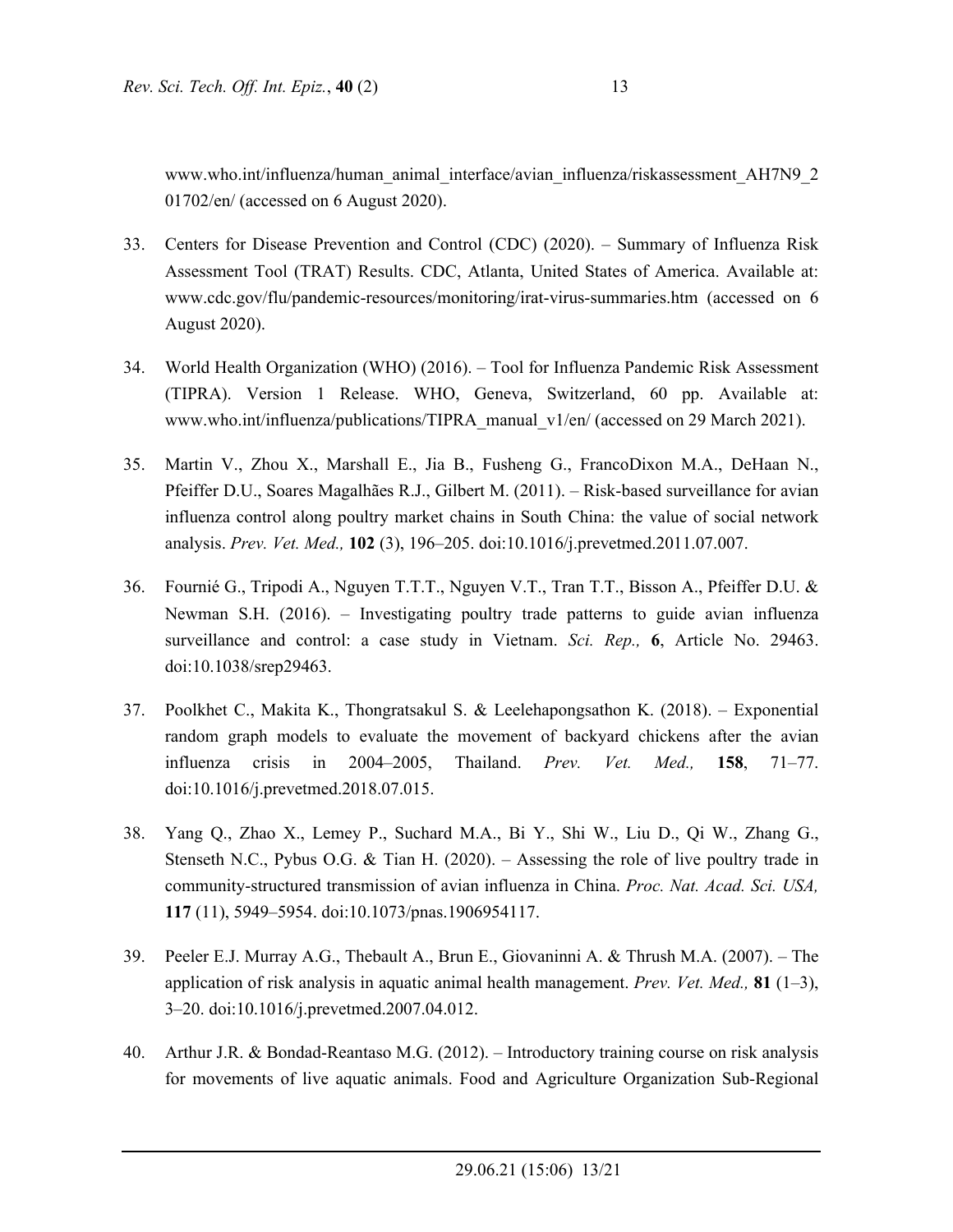www.who.int/influenza/human_animal_interface/avian_influenza/riskassessment_AH7N9_201702/en/ (accessed on 6 August 2020).

33. Centers for Disease Prevention and Control (CDC) (2020). – Summary of Influenza Risk Assessment Tool (TRAT) Results. CDC, Atlanta, United States of America. Available at: www.cdc.gov/flu/pandemic-resources/monitoring/irat-virus-summaries.htm (accessed on 6 August 2020).

34. World Health Organization (WHO) (2016). – Tool for Influenza Pandemic Risk Assessment (TIPRA). Version 1 Release. WHO, Geneva, Switzerland, 60 pp. Available at: www.who.int/influenza/publications/TIPRA_manual_v1/en/ (accessed on 29 March 2021).

35. Martin V., Zhou X., Marshall E., Jia B., Fusheng G., FrancoDixon M.A., DeHaan N., Pfeiffer D.U., Soares Magalhães R.J., Gilbert M. (2011). – Risk-based surveillance for avian influenza control along poultry market chains in South China: the value of social network analysis. *Prev. Vet. Med.,* **102** (3), 196–205. doi:10.1016/j.prevetmed.2011.07.007.

36. Fournié G., Tripodi A., Nguyen T.T.T., Nguyen V.T., Tran T.T., Bisson A., Pfeiffer D.U. & Newman S.H. (2016). – Investigating poultry trade patterns to guide avian influenza surveillance and control: a case study in Vietnam. *Sci. Rep.,* **6**, Article No. 29463. doi:10.1038/srep29463.

37. Poolkhet C., Makita K., Thongratsakul S. & Leelehapongsathon K. (2018). – Exponential random graph models to evaluate the movement of backyard chickens after the avian influenza crisis in 2004–2005, Thailand. *Prev. Vet. Med.,* **158**, 71–77. doi:10.1016/j.prevetmed.2018.07.015.

38. Yang Q., Zhao X., Lemey P., Suchard M.A., Bi Y., Shi W., Liu D., Qi W., Zhang G., Stenseth N.C., Pybus O.G. & Tian H. (2020). – Assessing the role of live poultry trade in community-structured transmission of avian influenza in China. *Proc. Nat. Acad. Sci. USA,* **117** (11), 5949–5954. doi:10.1073/pnas.1906954117.

39. Peeler E.J. Murray A.G., Thebault A., Brun E., Giovaninni A. & Thrush M.A. (2007). – The application of risk analysis in aquatic animal health management. *Prev. Vet. Med.,* **81** (1–3), 3–20. doi:10.1016/j.prevetmed.2007.04.012.

40. Arthur J.R. & Bondad-Reantaso M.G. (2012). – Introductory training course on risk analysis for movements of live aquatic animals. Food and Agriculture Organization Sub-Regional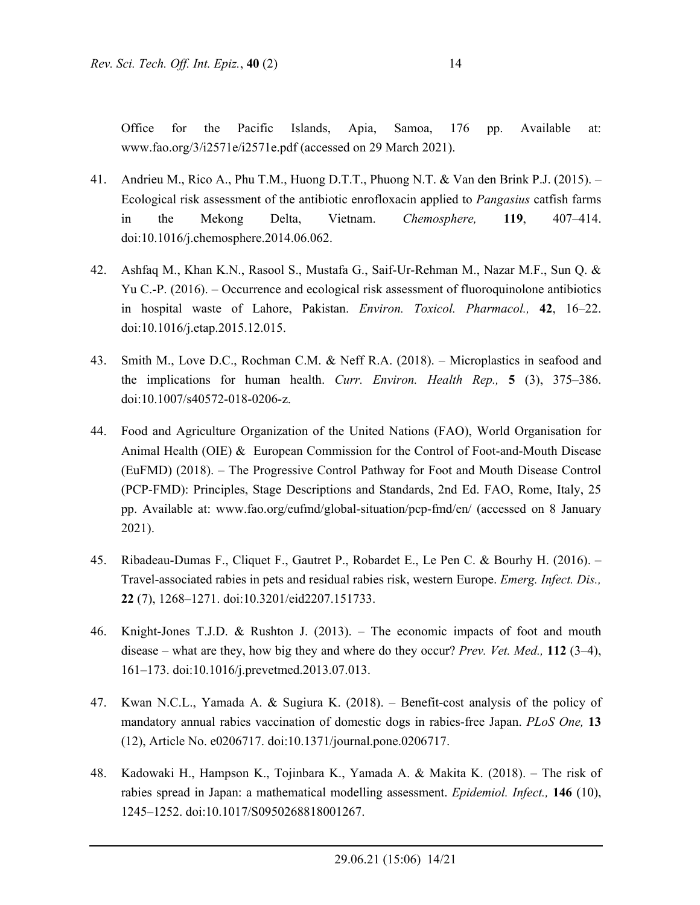Office for the Pacific Islands, Apia, Samoa, 176 pp. Available at: www.fao.org/3/i2571e/i2571e.pdf (accessed on 29 March 2021).

41. Andrieu M., Rico A., Phu T.M., Huong D.T.T., Phuong N.T. & Van den Brink P.J. (2015). – Ecological risk assessment of the antibiotic enrofloxacin applied to *Pangasius* catfish farms in the Mekong Delta, Vietnam. *Chemosphere,* **119**, 407–414. doi:10.1016/j.chemosphere.2014.06.062.

42. Ashfaq M., Khan K.N., Rasool S., Mustafa G., Saif-Ur-Rehman M., Nazar M.F., Sun Q. & Yu C.-P. (2016). – Occurrence and ecological risk assessment of fluoroquinolone antibiotics in hospital waste of Lahore, Pakistan. *Environ. Toxicol. Pharmacol.,* **42**, 16–22. doi:10.1016/j.etap.2015.12.015.

43. Smith M., Love D.C., Rochman C.M. & Neff R.A. (2018). – Microplastics in seafood and the implications for human health. *Curr. Environ. Health Rep.,* **5** (3), 375–386. doi:10.1007/s40572-018-0206-z.

44. Food and Agriculture Organization of the United Nations (FAO), World Organisation for Animal Health (OIE) & European Commission for the Control of Foot-and-Mouth Disease (EuFMD) (2018). – The Progressive Control Pathway for Foot and Mouth Disease Control (PCP-FMD): Principles, Stage Descriptions and Standards, 2nd Ed. FAO, Rome, Italy, 25 pp. Available at: www.fao.org/eufmd/global-situation/pcp-fmd/en/ (accessed on 8 January 2021).

45. Ribadeau-Dumas F., Cliquet F., Gautret P., Robardet E., Le Pen C. & Bourhy H. (2016). – Travel-associated rabies in pets and residual rabies risk, western Europe. *Emerg. Infect. Dis.,* **22** (7), 1268–1271. doi:10.3201/eid2207.151733.

46. Knight-Jones T.J.D. & Rushton J. (2013). – The economic impacts of foot and mouth disease – what are they, how big they and where do they occur? *Prev. Vet. Med.,* **112** (3–4), 161–173. doi:10.1016/j.prevetmed.2013.07.013.

47. Kwan N.C.L., Yamada A. & Sugiura K. (2018). – Benefit-cost analysis of the policy of mandatory annual rabies vaccination of domestic dogs in rabies-free Japan. *PLoS One,* **13** (12), Article No. e0206717. doi:10.1371/journal.pone.0206717.

48. Kadowaki H., Hampson K., Tojinbara K., Yamada A. & Makita K. (2018). – The risk of rabies spread in Japan: a mathematical modelling assessment. *Epidemiol. Infect.,* **146** (10), 1245–1252. doi:10.1017/S0950268818001267.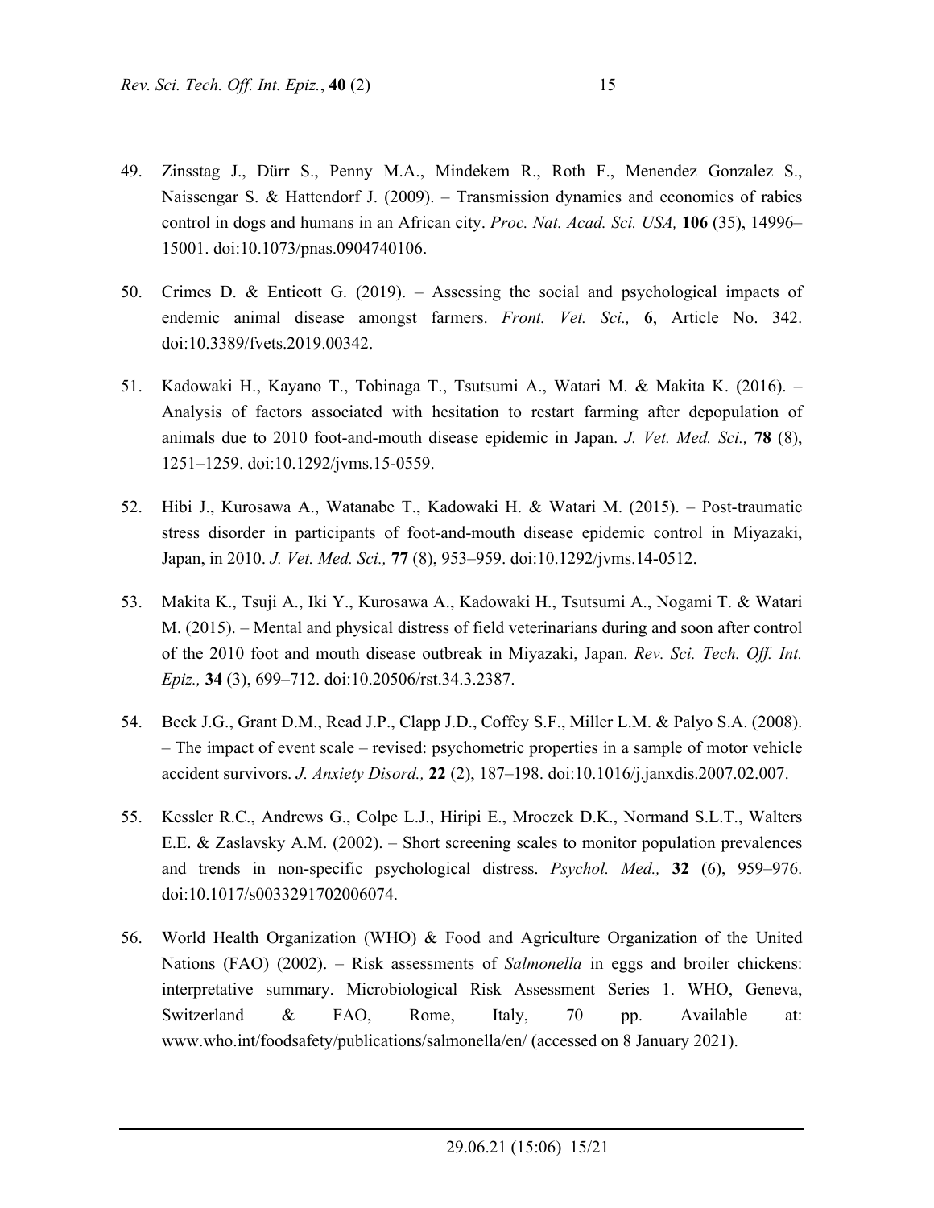49. Zinsstag J., Dürr S., Penny M.A., Mindekem R., Roth F., Menendez Gonzalez S., Naissengar S. & Hattendorf J. (2009). – Transmission dynamics and economics of rabies control in dogs and humans in an African city. *Proc. Nat. Acad. Sci. USA,* **106** (35), 14996–15001. doi:10.1073/pnas.0904740106.

50. Crimes D. & Enticott G. (2019). – Assessing the social and psychological impacts of endemic animal disease amongst farmers. *Front. Vet. Sci.,* **6**, Article No. 342. doi:10.3389/fvets.2019.00342.

51. Kadowaki H., Kayano T., Tobinaga T., Tsutsumi A., Watari M. & Makita K. (2016). – Analysis of factors associated with hesitation to restart farming after depopulation of animals due to 2010 foot-and-mouth disease epidemic in Japan. *J. Vet. Med. Sci.,* **78** (8), 1251–1259. doi:10.1292/jvms.15-0559.

52. Hibi J., Kurosawa A., Watanabe T., Kadowaki H. & Watari M. (2015). – Post-traumatic stress disorder in participants of foot-and-mouth disease epidemic control in Miyazaki, Japan, in 2010. *J. Vet. Med. Sci.,* **77** (8), 953–959. doi:10.1292/jvms.14-0512.

53. Makita K., Tsuji A., Iki Y., Kurosawa A., Kadowaki H., Tsutsumi A., Nogami T. & Watari M. (2015). – Mental and physical distress of field veterinarians during and soon after control of the 2010 foot and mouth disease outbreak in Miyazaki, Japan. *Rev. Sci. Tech. Off. Int. Epiz.,* **34** (3), 699–712. doi:10.20506/rst.34.3.2387.

54. Beck J.G., Grant D.M., Read J.P., Clapp J.D., Coffey S.F., Miller L.M. & Palyo S.A. (2008). – The impact of event scale – revised: psychometric properties in a sample of motor vehicle accident survivors. *J. Anxiety Disord.,* **22** (2), 187–198. doi:10.1016/j.janxdis.2007.02.007.

55. Kessler R.C., Andrews G., Colpe L.J., Hiripi E., Mroczek D.K., Normand S.L.T., Walters E.E. & Zaslavsky A.M. (2002). – Short screening scales to monitor population prevalences and trends in non-specific psychological distress. *Psychol. Med.,* **32** (6), 959–976. doi:10.1017/s0033291702006074.

56. World Health Organization (WHO) & Food and Agriculture Organization of the United Nations (FAO) (2002). – Risk assessments of *Salmonella* in eggs and broiler chickens: interpretative summary. Microbiological Risk Assessment Series 1. WHO, Geneva, Switzerland & FAO, Rome, Italy, 70 pp. Available at: www.who.int/foodsafety/publications/salmonella/en/ (accessed on 8 January 2021).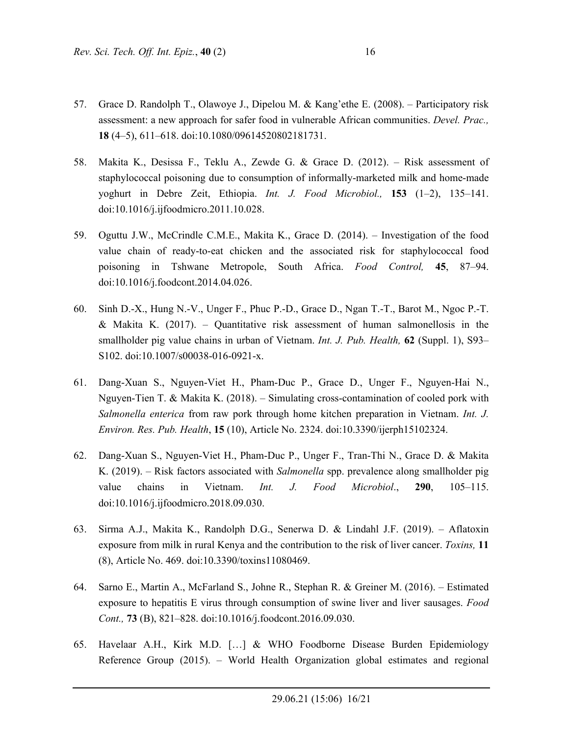57. Grace D. Randolph T., Olawoye J., Dipelou M. & Kang'ethe E. (2008). – Participatory risk assessment: a new approach for safer food in vulnerable African communities. *Devel. Prac.,* **18** (4–5), 611–618. doi:10.1080/09614520802181731.

58. Makita K., Desissa F., Teklu A., Zewde G. & Grace D. (2012). – Risk assessment of staphylococcal poisoning due to consumption of informally-marketed milk and home-made yoghurt in Debre Zeit, Ethiopia. *Int. J. Food Microbiol.,* **153** (1–2), 135–141. doi:10.1016/j.ijfoodmicro.2011.10.028.

59. Oguttu J.W., McCrindle C.M.E., Makita K., Grace D. (2014). – Investigation of the food value chain of ready-to-eat chicken and the associated risk for staphylococcal food poisoning in Tshwane Metropole, South Africa. *Food Control,* **45**, 87–94. doi:10.1016/j.foodcont.2014.04.026.

60. Sinh D.-X., Hung N.-V., Unger F., Phuc P.-D., Grace D., Ngan T.-T., Barot M., Ngoc P.-T. & Makita K. (2017). – Quantitative risk assessment of human salmonellosis in the smallholder pig value chains in urban of Vietnam. *Int. J. Pub. Health,* **62** (Suppl. 1), S93–S102. doi:10.1007/s00038-016-0921-x.

61. Dang-Xuan S., Nguyen-Viet H., Pham-Duc P., Grace D., Unger F., Nguyen-Hai N., Nguyen-Tien T. & Makita K. (2018). – Simulating cross-contamination of cooled pork with *Salmonella enterica* from raw pork through home kitchen preparation in Vietnam. *Int. J. Environ. Res. Pub. Health*, **15** (10), Article No. 2324. doi:10.3390/ijerph15102324.

62. Dang-Xuan S., Nguyen-Viet H., Pham-Duc P., Unger F., Tran-Thi N., Grace D. & Makita K. (2019). – Risk factors associated with *Salmonella* spp. prevalence along smallholder pig value chains in Vietnam. *Int. J. Food Microbiol*., **290**, 105–115. doi:10.1016/j.ijfoodmicro.2018.09.030.

63. Sirma A.J., Makita K., Randolph D.G., Senerwa D. & Lindahl J.F. (2019). – Aflatoxin exposure from milk in rural Kenya and the contribution to the risk of liver cancer. *Toxins,* **11** (8), Article No. 469. doi:10.3390/toxins11080469.

64. Sarno E., Martin A., McFarland S., Johne R., Stephan R. & Greiner M. (2016). – Estimated exposure to hepatitis E virus through consumption of swine liver and liver sausages. *Food Cont.,* **73** (B), 821–828. doi:10.1016/j.foodcont.2016.09.030.

65. Havelaar A.H., Kirk M.D. […] & WHO Foodborne Disease Burden Epidemiology Reference Group (2015). – World Health Organization global estimates and regional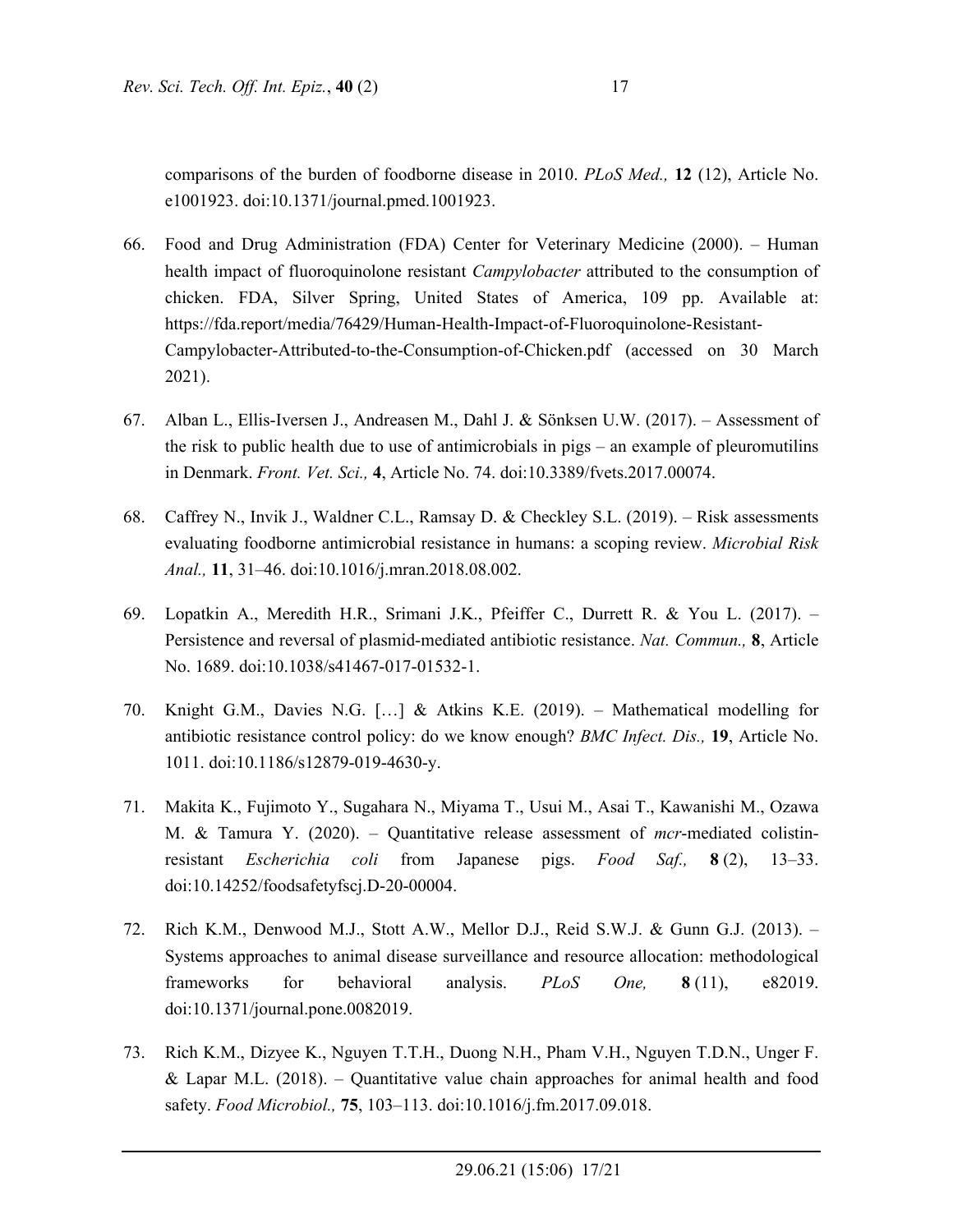comparisons of the burden of foodborne disease in 2010. *PLoS Med.,* **12** (12), Article No. e1001923. doi:10.1371/journal.pmed.1001923.

66. Food and Drug Administration (FDA) Center for Veterinary Medicine (2000). – Human health impact of fluoroquinolone resistant *Campylobacter* attributed to the consumption of chicken. FDA, Silver Spring, United States of America, 109 pp. Available at: https://fda.report/media/76429/Human-Health-Impact-of-Fluoroquinolone-Resistant-Campylobacter-Attributed-to-the-Consumption-of-Chicken.pdf (accessed on 30 March 2021).

67. Alban L., Ellis-Iversen J., Andreasen M., Dahl J. & Sönksen U.W. (2017). – Assessment of the risk to public health due to use of antimicrobials in pigs – an example of pleuromutilins in Denmark. *Front. Vet. Sci.,* **4**, Article No. 74. doi:10.3389/fvets.2017.00074.

68. Caffrey N., Invik J., Waldner C.L., Ramsay D. & Checkley S.L. (2019). – Risk assessments evaluating foodborne antimicrobial resistance in humans: a scoping review. *Microbial Risk Anal.,* **11**, 31–46. doi:10.1016/j.mran.2018.08.002.

69. Lopatkin A., Meredith H.R., Srimani J.K., Pfeiffer C., Durrett R. & You L. (2017). – Persistence and reversal of plasmid-mediated antibiotic resistance. *Nat. Commun.,* **8**, Article No. 1689. doi:10.1038/s41467-017-01532-1.

70. Knight G.M., Davies N.G. […] & Atkins K.E. (2019). – Mathematical modelling for antibiotic resistance control policy: do we know enough? *BMC Infect. Dis.,* **19**, Article No. 1011. doi:10.1186/s12879-019-4630-y.

71. Makita K., Fujimoto Y., Sugahara N., Miyama T., Usui M., Asai T., Kawanishi M., Ozawa M. & Tamura Y. (2020). – Quantitative release assessment of *mcr*-mediated colistin-resistant *Escherichia coli* from Japanese pigs. *Food Saf.,* **8** (2), 13–33. doi:10.14252/foodsafetyfscj.D-20-00004.

72. Rich K.M., Denwood M.J., Stott A.W., Mellor D.J., Reid S.W.J. & Gunn G.J. (2013). – Systems approaches to animal disease surveillance and resource allocation: methodological frameworks for behavioral analysis. *PLoS One,* **8** (11), e82019. doi:10.1371/journal.pone.0082019.

73. Rich K.M., Dizyee K., Nguyen T.T.H., Duong N.H., Pham V.H., Nguyen T.D.N., Unger F. & Lapar M.L. (2018). – Quantitative value chain approaches for animal health and food safety. *Food Microbiol.,* **75**, 103–113. doi:10.1016/j.fm.2017.09.018.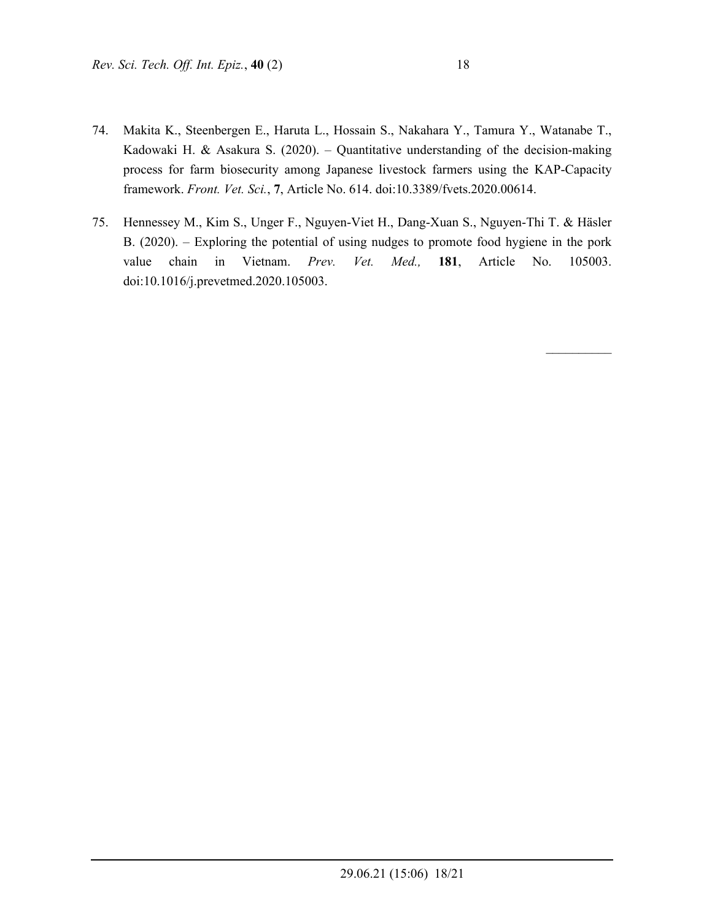74. Makita K., Steenbergen E., Haruta L., Hossain S., Nakahara Y., Tamura Y., Watanabe T., Kadowaki H. & Asakura S. (2020). – Quantitative understanding of the decision-making process for farm biosecurity among Japanese livestock farmers using the KAP-Capacity framework. *Front. Vet. Sci.*, **7**, Article No. 614. doi:10.3389/fvets.2020.00614.

75. Hennessey M., Kim S., Unger F., Nguyen-Viet H., Dang-Xuan S., Nguyen-Thi T. & Häsler B. (2020). – Exploring the potential of using nudges to promote food hygiene in the pork value chain in Vietnam. *Prev. Vet. Med.,* **181**, Article No. 105003. doi:10.1016/j.prevetmed.2020.105003.

__________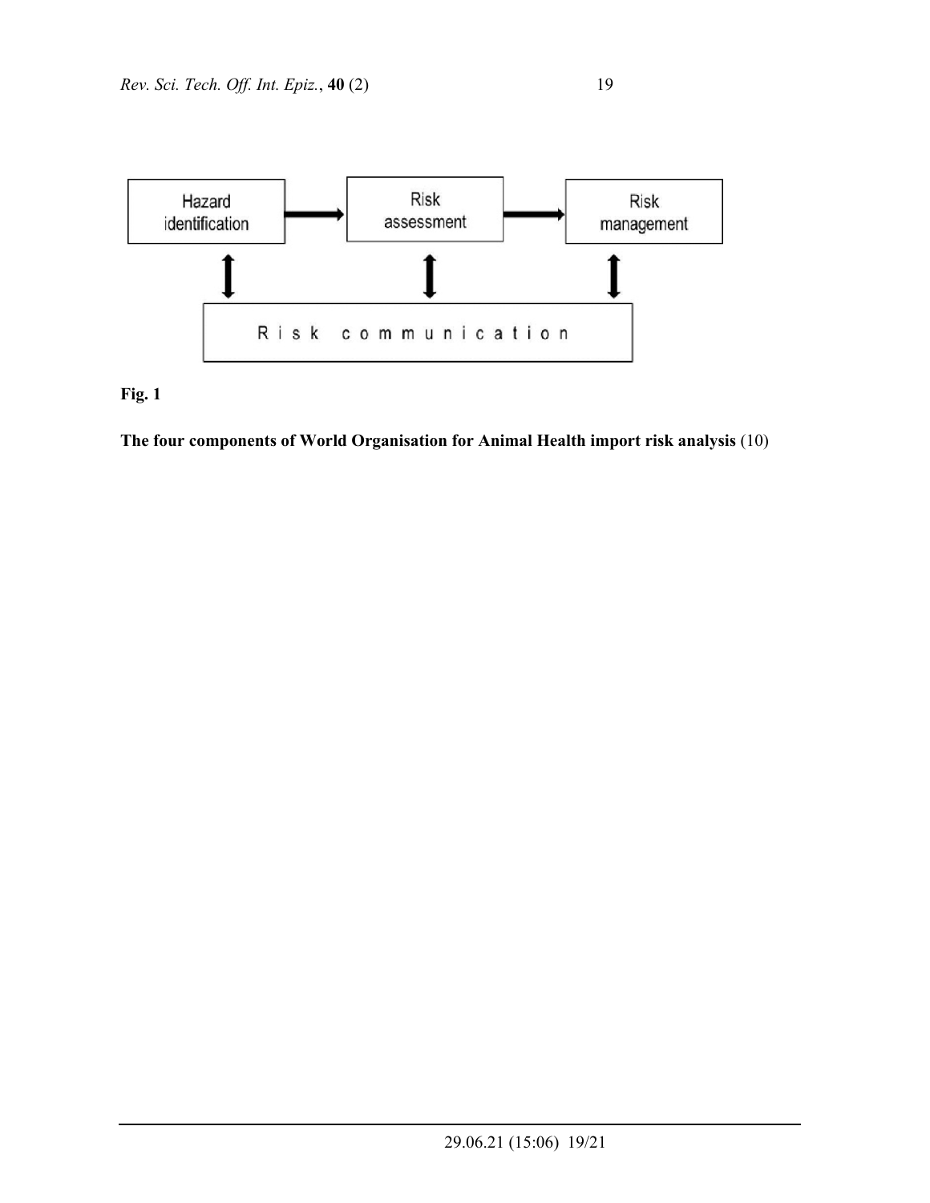**Fig. 1**

**The four components of World Organisation for Animal Health import risk analysis** (10)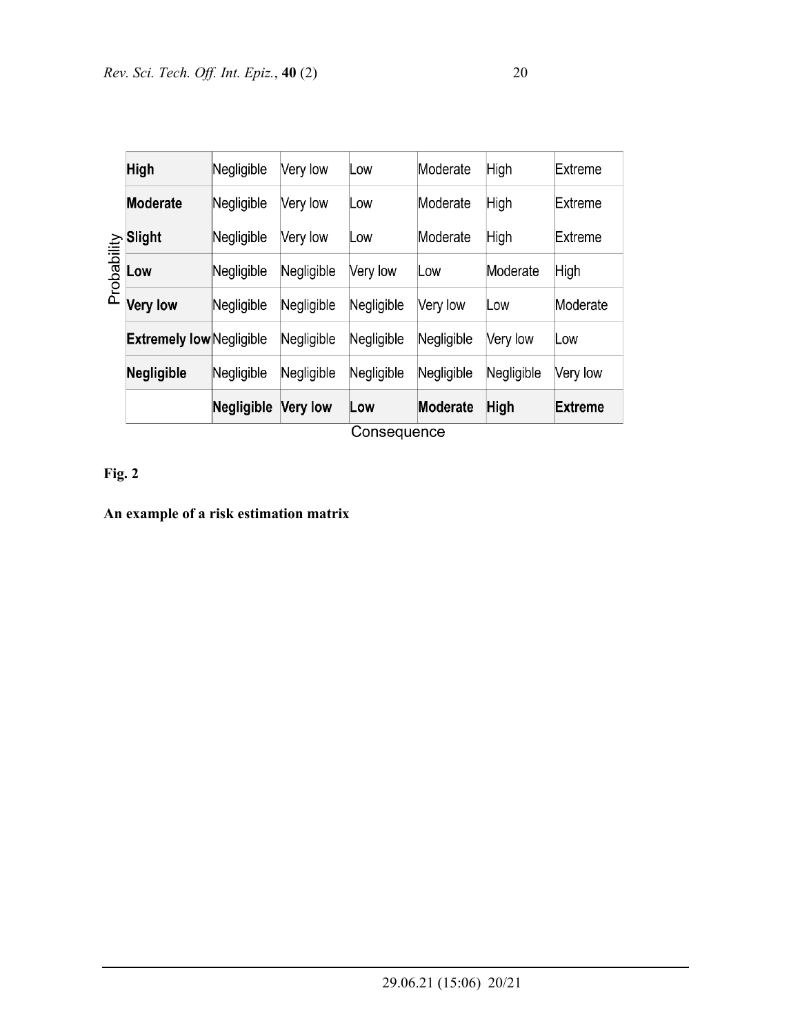| Probability | | | | | | |
|---|---|---|---|---|---|---|
| **High** | Negligible | Very low | Low | Moderate | High | Extreme |
| **Moderate** | Negligible | Very low | Low | Moderate | High | Extreme |
| **Slight** | Negligible | Very low | Low | Moderate | High | Extreme |
| **Low** | Negligible | Negligible | Very low | Low | Moderate | High |
| **Very low** | Negligible | Negligible | Negligible | Very low | Low | Moderate |
| **Extremely low** | Negligible | Negligible | Negligible | Negligible | Very low | Low |
| **Negligible** | Negligible | Negligible | Negligible | Negligible | Negligible | Very low |
| | **Negligible** | **Very low** | **Low** | **Moderate** | **High** | **Extreme** |
| | Consequence | | | | | |

**Fig. 2**

**An example of a risk estimation matrix**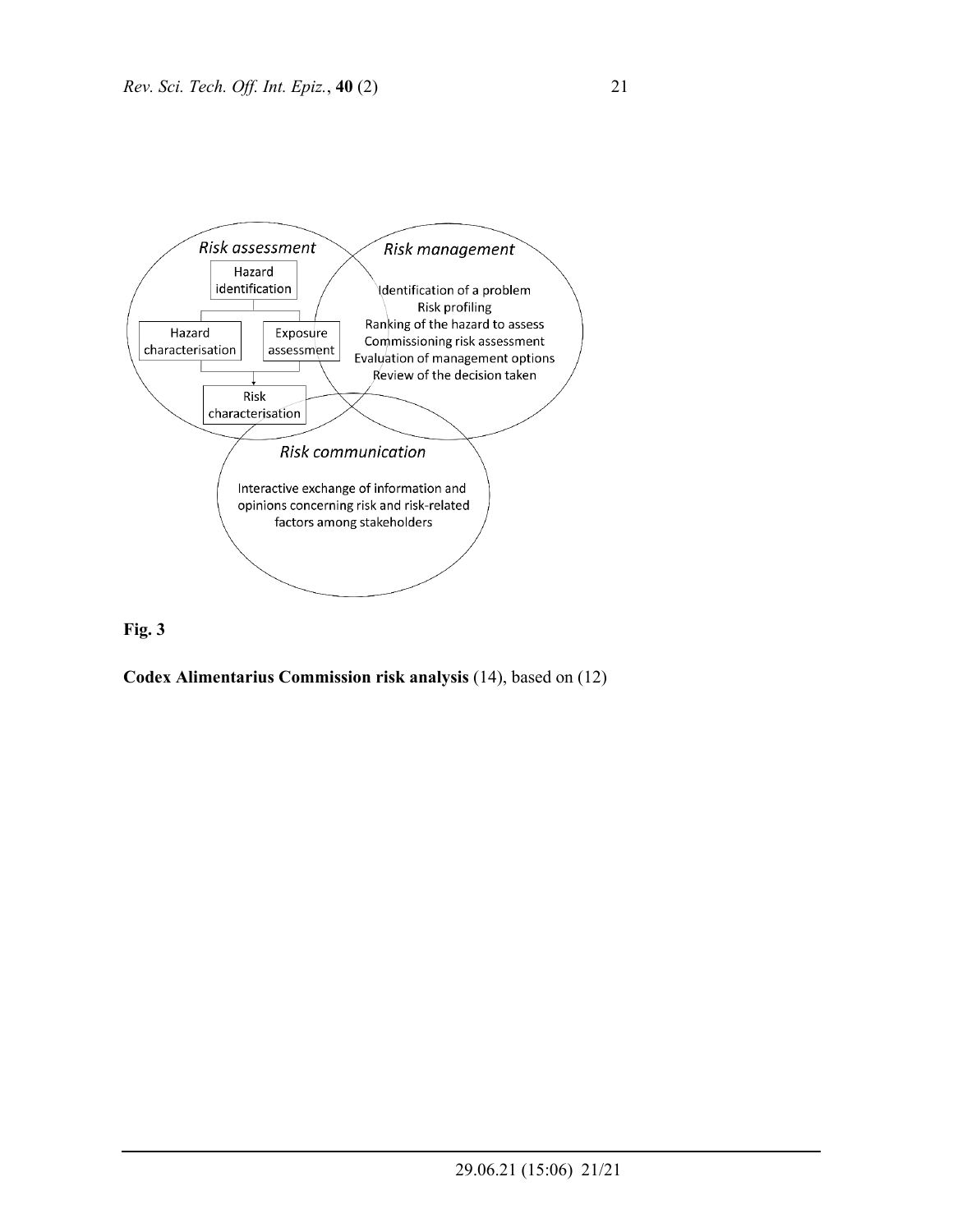Risk assessment

Hazard identification

Hazard characterisation

Exposure assessment

Risk characterisation

Risk management

Identification of a problem
Risk profiling
Ranking of the hazard to assess
Commissioning risk assessment
Evaluation of management options
Review of the decision taken

Risk communication

Interactive exchange of information and opinions concerning risk and risk-related factors among stakeholders

**Fig. 3**

**Codex Alimentarius Commission risk analysis** (14), based on (12)